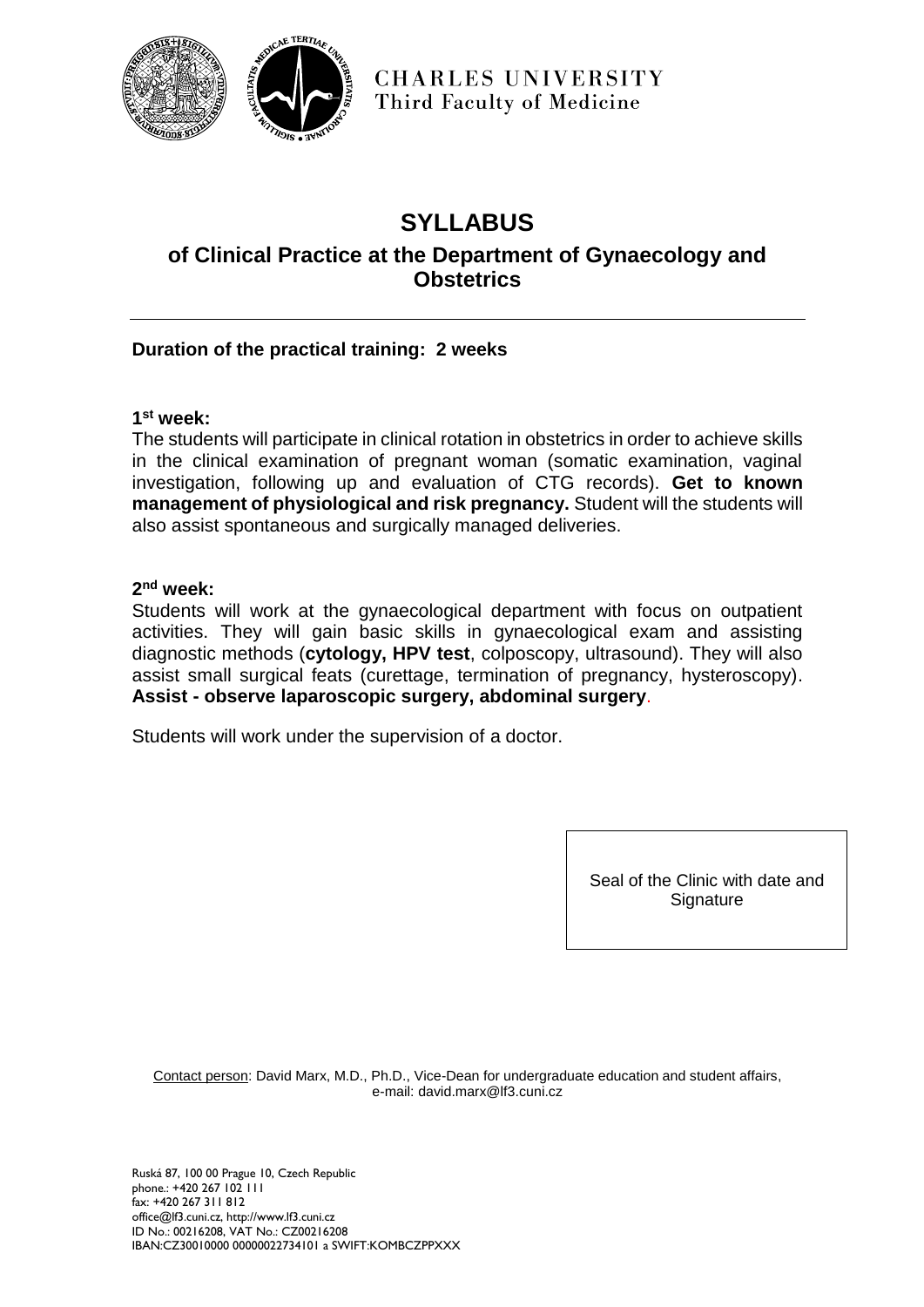CHARLES UNIVERSITY
Third Faculty of Medicine

# SYLLABUS

## of Clinical Practice at the Department of Gynaecology and Obstetrics

---

**Duration of the practical training: 2 weeks**

**1st week:**

The students will participate in clinical rotation in obstetrics in order to achieve skills in the clinical examination of pregnant woman (somatic examination, vaginal investigation, following up and evaluation of CTG records). **Get to known management of physiological and risk pregnancy.** Student will the students will also assist spontaneous and surgically managed deliveries.

**2nd week:**

Students will work at the gynaecological department with focus on outpatient activities. They will gain basic skills in gynaecological exam and assisting diagnostic methods (**cytology, HPV test**, colposcopy, ultrasound). They will also assist small surgical feats (curettage, termination of pregnancy, hysteroscopy). **Assist - observe laparoscopic surgery, abdominal surgery**.

Students will work under the supervision of a doctor.

Seal of the Clinic with date and Signature

Contact person: David Marx, M.D., Ph.D., Vice-Dean for undergraduate education and student affairs, e-mail: david.marx@lf3.cuni.cz

Ruská 87, 100 00 Prague 10, Czech Republic
phone.: +420 267 102 111
fax: +420 267 311 812
office@lf3.cuni.cz, http://www.lf3.cuni.cz
ID No.: 00216208, VAT No.: CZ00216208
IBAN:CZ30010000 00000022734101 a SWIFT:KOMBCZPPXXX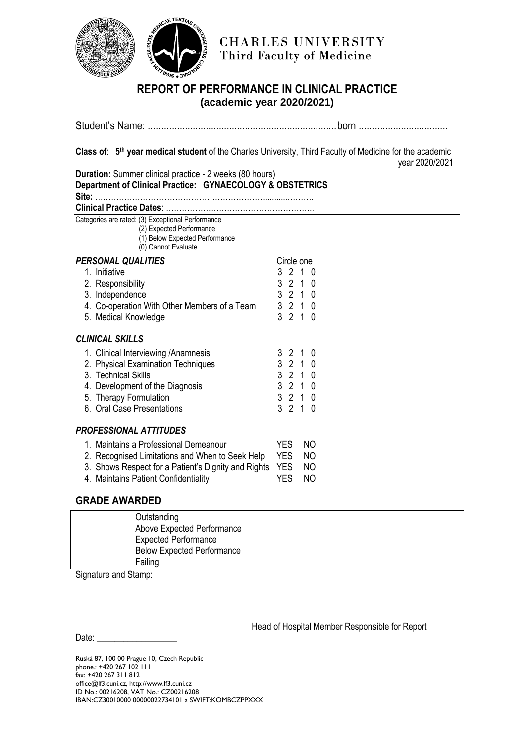CHARLES UNIVERSITY
Third Faculty of Medicine

# REPORT OF PERFORMANCE IN CLINICAL PRACTICE
**(academic year 2020/2021)**

Student's Name: ......................................................................born .................................

**Class of**: **5th year medical student** of the Charles University, Third Faculty of Medicine for the academic year 2020/2021

**Duration:** Summer clinical practice - 2 weeks (80 hours)
**Department of Clinical Practice: GYNAECOLOGY & OBSTETRICS**
**Site:** ………………………………………………………...........……….
**Clinical Practice Dates**: ………………………………………………..

Categories are rated: (3) Exceptional Performance
(2) Expected Performance
(1) Below Expected Performance
(0) Cannot Evaluate

| ***PERSONAL QUALITIES*** | Circle one |
|---|---|
| 1. Initiative | 3 2 1 0 |
| 2. Responsibility | 3 2 1 0 |
| 3. Independence | 3 2 1 0 |
| 4. Co-operation With Other Members of a Team | 3 2 1 0 |
| 5. Medical Knowledge | 3 2 1 0 |

| ***CLINICAL SKILLS*** | |
|---|---|
| 1. Clinical Interviewing /Anamnesis | 3 2 1 0 |
| 2. Physical Examination Techniques | 3 2 1 0 |
| 3. Technical Skills | 3 2 1 0 |
| 4. Development of the Diagnosis | 3 2 1 0 |
| 5. Therapy Formulation | 3 2 1 0 |
| 6. Oral Case Presentations | 3 2 1 0 |

| ***PROFESSIONAL ATTITUDES*** | | |
|---|---|---|
| 1. Maintains a Professional Demeanour | YES | NO |
| 2. Recognised Limitations and When to Seek Help | YES | NO |
| 3. Shows Respect for a Patient's Dignity and Rights | YES | NO |
| 4. Maintains Patient Confidentiality | YES | NO |

## GRADE AWARDED

Outstanding
Above Expected Performance
Expected Performance
Below Expected Performance
Failing

Signature and Stamp:

_____________________________________________
Head of Hospital Member Responsible for Report

Date: __________________

Ruská 87, 100 00 Prague 10, Czech Republic
phone.: +420 267 102 111
fax: +420 267 311 812
office@lf3.cuni.cz, http://www.lf3.cuni.cz
ID No.: 00216208, VAT No.: CZ00216208
IBAN:CZ30010000 00000022734101 a SWIFT:KOMBCZPPXXX